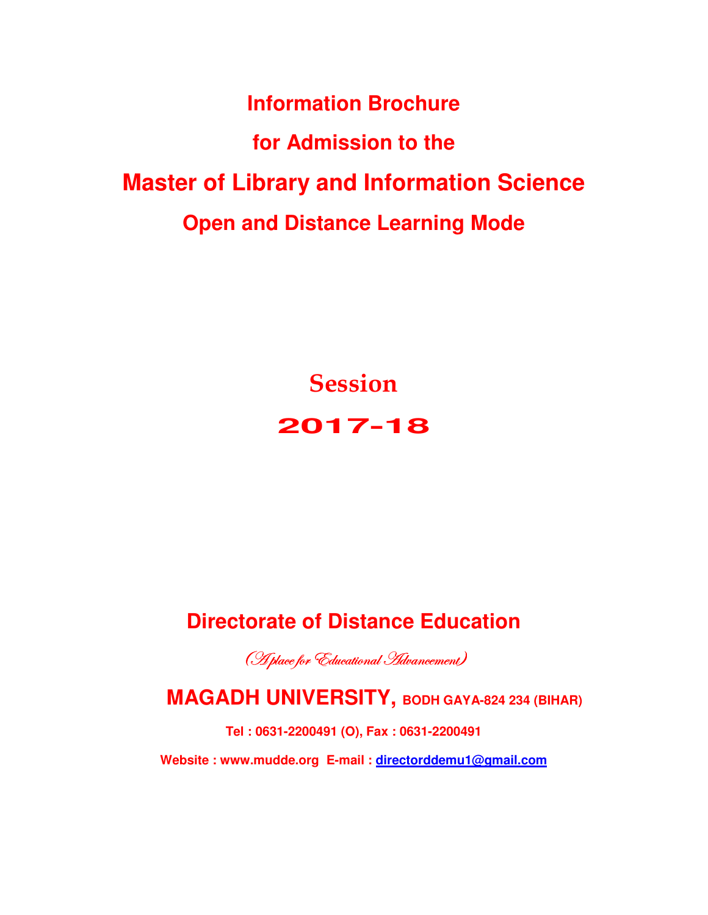# Information Brochure

## for Admission to the

# Master of Library and Information Science

## Open and Distance Learning Mode

## Session

## 2017-18

## Directorate of Distance Education

*(A place for Educational Advancement)*

**MAGADH UNIVERSITY,** **BODH GAYA-824 234 (BIHAR)**

**Tel : 0631-2200491 (O), Fax : 0631-2200491**

**Website : www.mudde.org E-mail : directorddemu1@gmail.com**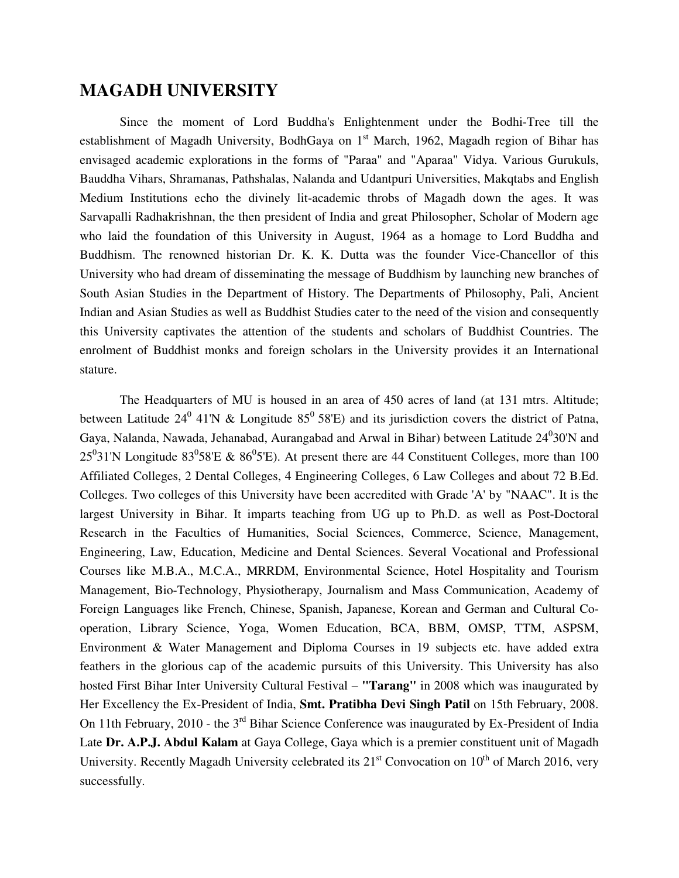# MAGADH UNIVERSITY

Since the moment of Lord Buddha's Enlightenment under the Bodhi-Tree till the establishment of Magadh University, BodhGaya on 1st March, 1962, Magadh region of Bihar has envisaged academic explorations in the forms of "Paraa" and "Aparaa" Vidya. Various Gurukuls, Bauddha Vihars, Shramanas, Pathshalas, Nalanda and Udantpuri Universities, Makqtabs and English Medium Institutions echo the divinely lit-academic throbs of Magadh down the ages. It was Sarvapalli Radhakrishnan, the then president of India and great Philosopher, Scholar of Modern age who laid the foundation of this University in August, 1964 as a homage to Lord Buddha and Buddhism. The renowned historian Dr. K. K. Dutta was the founder Vice-Chancellor of this University who had dream of disseminating the message of Buddhism by launching new branches of South Asian Studies in the Department of History. The Departments of Philosophy, Pali, Ancient Indian and Asian Studies as well as Buddhist Studies cater to the need of the vision and consequently this University captivates the attention of the students and scholars of Buddhist Countries. The enrolment of Buddhist monks and foreign scholars in the University provides it an International stature.

The Headquarters of MU is housed in an area of 450 acres of land (at 131 mtrs. Altitude; between Latitude $24^0$ 41'N & Longitude $85^0$ 58'E) and its jurisdiction covers the district of Patna, Gaya, Nalanda, Nawada, Jehanabad, Aurangabad and Arwal in Bihar) between Latitude $24^0$30'N and $25^0$31'N Longitude $83^0$58'E & $86^0$5'E). At present there are 44 Constituent Colleges, more than 100 Affiliated Colleges, 2 Dental Colleges, 4 Engineering Colleges, 6 Law Colleges and about 72 B.Ed. Colleges. Two colleges of this University have been accredited with Grade 'A' by "NAAC". It is the largest University in Bihar. It imparts teaching from UG up to Ph.D. as well as Post-Doctoral Research in the Faculties of Humanities, Social Sciences, Commerce, Science, Management, Engineering, Law, Education, Medicine and Dental Sciences. Several Vocational and Professional Courses like M.B.A., M.C.A., MRRDM, Environmental Science, Hotel Hospitality and Tourism Management, Bio-Technology, Physiotherapy, Journalism and Mass Communication, Academy of Foreign Languages like French, Chinese, Spanish, Japanese, Korean and German and Cultural Co-operation, Library Science, Yoga, Women Education, BCA, BBM, OMSP, TTM, ASPSM, Environment & Water Management and Diploma Courses in 19 subjects etc. have added extra feathers in the glorious cap of the academic pursuits of this University. This University has also hosted First Bihar Inter University Cultural Festival – **"Tarang"** in 2008 which was inaugurated by Her Excellency the Ex-President of India, **Smt. Pratibha Devi Singh Patil** on 15th February, 2008. On 11th February, 2010 - the 3rd Bihar Science Conference was inaugurated by Ex-President of India Late **Dr. A.P.J. Abdul Kalam** at Gaya College, Gaya which is a premier constituent unit of Magadh University. Recently Magadh University celebrated its 21st Convocation on 10th of March 2016, very successfully.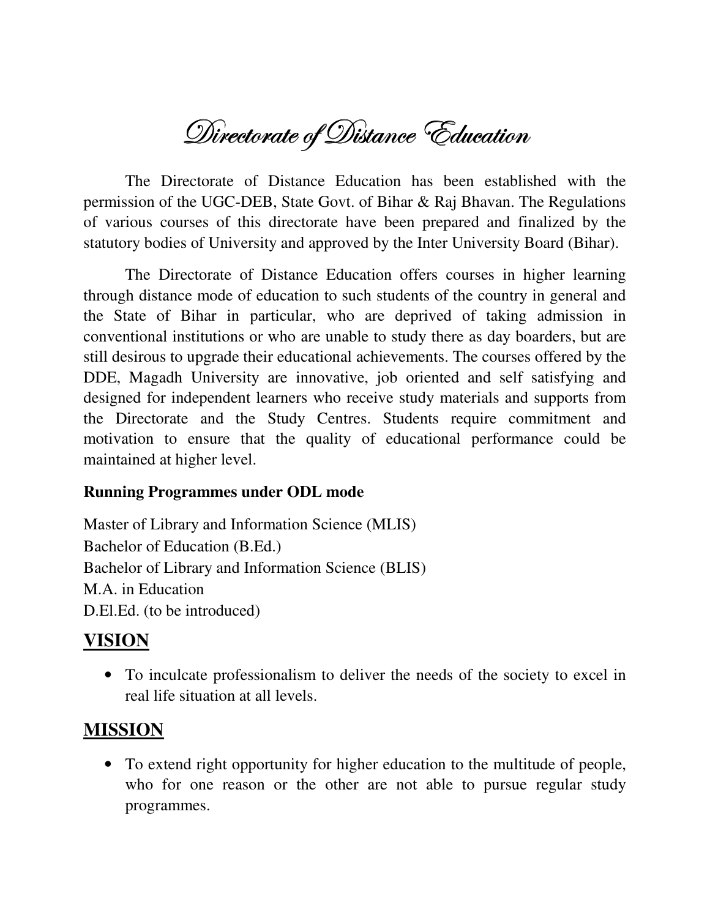# Directorate of Distance Education

The Directorate of Distance Education has been established with the permission of the UGC-DEB, State Govt. of Bihar & Raj Bhavan. The Regulations of various courses of this directorate have been prepared and finalized by the statutory bodies of University and approved by the Inter University Board (Bihar).

The Directorate of Distance Education offers courses in higher learning through distance mode of education to such students of the country in general and the State of Bihar in particular, who are deprived of taking admission in conventional institutions or who are unable to study there as day boarders, but are still desirous to upgrade their educational achievements. The courses offered by the DDE, Magadh University are innovative, job oriented and self satisfying and designed for independent learners who receive study materials and supports from the Directorate and the Study Centres. Students require commitment and motivation to ensure that the quality of educational performance could be maintained at higher level.

**Running Programmes under ODL mode**

Master of Library and Information Science (MLIS)
Bachelor of Education (B.Ed.)
Bachelor of Library and Information Science (BLIS)
M.A. in Education
D.El.Ed. (to be introduced)

## VISION

- To inculcate professionalism to deliver the needs of the society to excel in real life situation at all levels.

## MISSION

- To extend right opportunity for higher education to the multitude of people, who for one reason or the other are not able to pursue regular study programmes.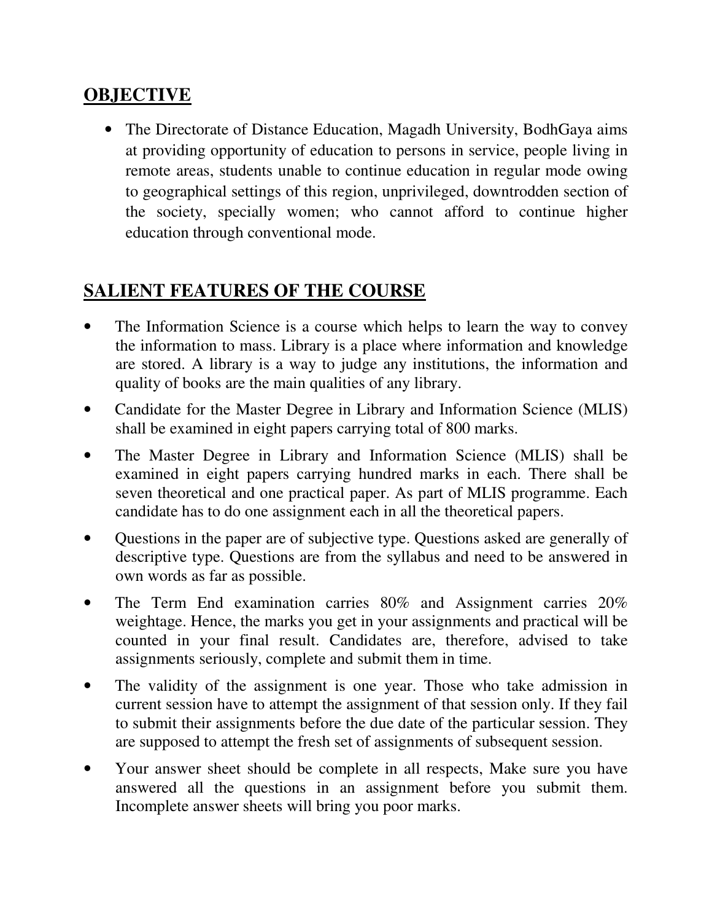## OBJECTIVE

- The Directorate of Distance Education, Magadh University, BodhGaya aims at providing opportunity of education to persons in service, people living in remote areas, students unable to continue education in regular mode owing to geographical settings of this region, unprivileged, downtrodden section of the society, specially women; who cannot afford to continue higher education through conventional mode.

## SALIENT FEATURES OF THE COURSE

- The Information Science is a course which helps to learn the way to convey the information to mass. Library is a place where information and knowledge are stored. A library is a way to judge any institutions, the information and quality of books are the main qualities of any library.
- Candidate for the Master Degree in Library and Information Science (MLIS) shall be examined in eight papers carrying total of 800 marks.
- The Master Degree in Library and Information Science (MLIS) shall be examined in eight papers carrying hundred marks in each. There shall be seven theoretical and one practical paper. As part of MLIS programme. Each candidate has to do one assignment each in all the theoretical papers.
- Questions in the paper are of subjective type. Questions asked are generally of descriptive type. Questions are from the syllabus and need to be answered in own words as far as possible.
- The Term End examination carries 80% and Assignment carries 20% weightage. Hence, the marks you get in your assignments and practical will be counted in your final result. Candidates are, therefore, advised to take assignments seriously, complete and submit them in time.
- The validity of the assignment is one year. Those who take admission in current session have to attempt the assignment of that session only. If they fail to submit their assignments before the due date of the particular session. They are supposed to attempt the fresh set of assignments of subsequent session.
- Your answer sheet should be complete in all respects, Make sure you have answered all the questions in an assignment before you submit them. Incomplete answer sheets will bring you poor marks.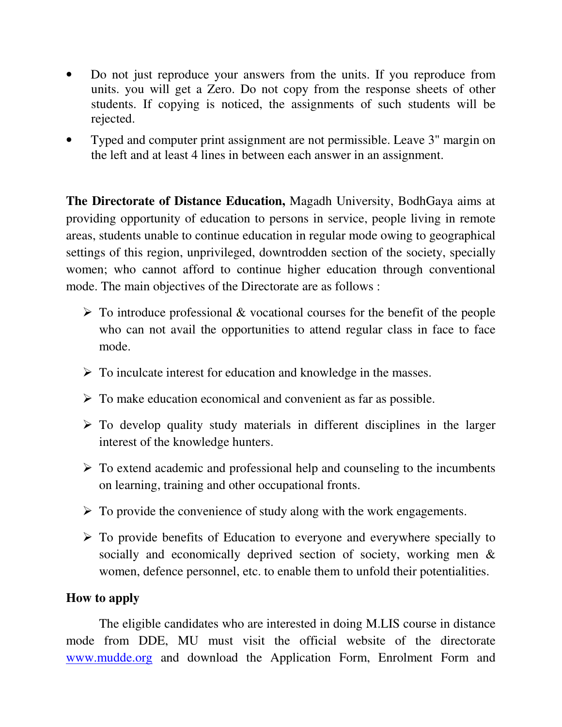- Do not just reproduce your answers from the units. If you reproduce from units. you will get a Zero. Do not copy from the response sheets of other students. If copying is noticed, the assignments of such students will be rejected.
- Typed and computer print assignment are not permissible. Leave 3" margin on the left and at least 4 lines in between each answer in an assignment.

**The Directorate of Distance Education,** Magadh University, BodhGaya aims at providing opportunity of education to persons in service, people living in remote areas, students unable to continue education in regular mode owing to geographical settings of this region, unprivileged, downtrodden section of the society, specially women; who cannot afford to continue higher education through conventional mode. The main objectives of the Directorate are as follows :

- To introduce professional & vocational courses for the benefit of the people who can not avail the opportunities to attend regular class in face to face mode.
- To inculcate interest for education and knowledge in the masses.
- To make education economical and convenient as far as possible.
- To develop quality study materials in different disciplines in the larger interest of the knowledge hunters.
- To extend academic and professional help and counseling to the incumbents on learning, training and other occupational fronts.
- To provide the convenience of study along with the work engagements.
- To provide benefits of Education to everyone and everywhere specially to socially and economically deprived section of society, working men & women, defence personnel, etc. to enable them to unfold their potentialities.

**How to apply**

The eligible candidates who are interested in doing M.LIS course in distance mode from DDE, MU must visit the official website of the directorate www.mudde.org and download the Application Form, Enrolment Form and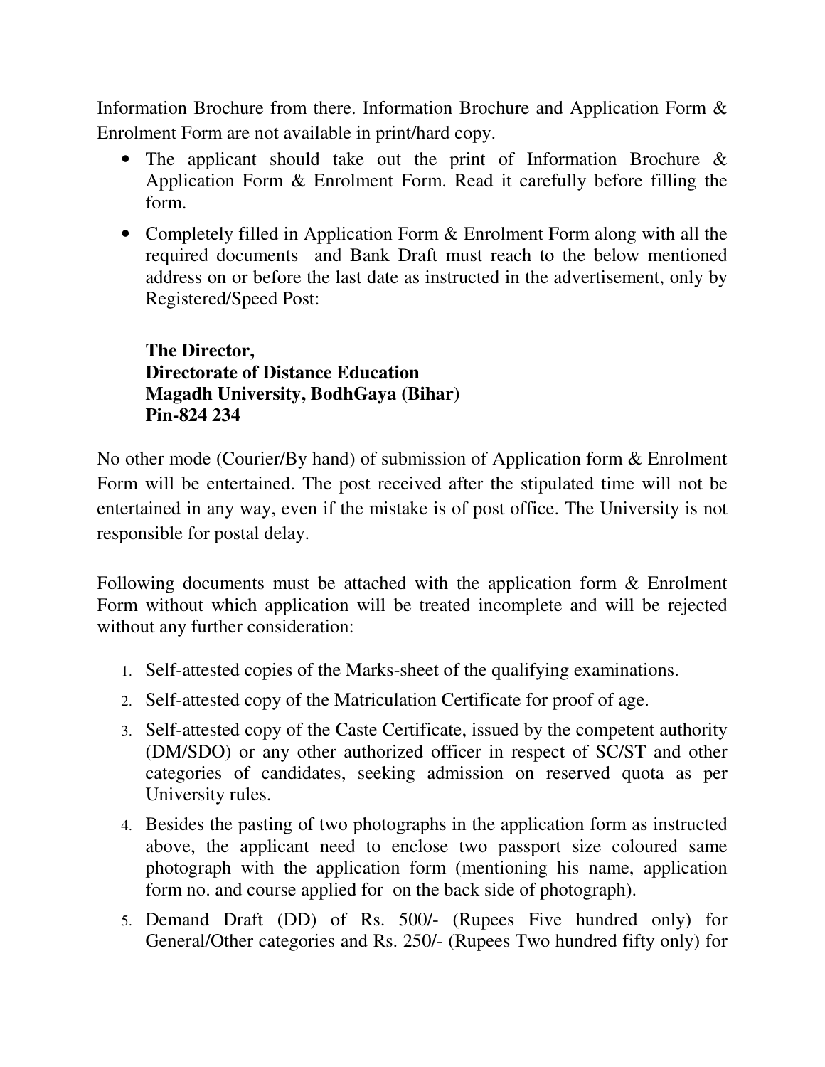Information Brochure from there. Information Brochure and Application Form & Enrolment Form are not available in print/hard copy.

- The applicant should take out the print of Information Brochure & Application Form & Enrolment Form. Read it carefully before filling the form.
- Completely filled in Application Form & Enrolment Form along with all the required documents and Bank Draft must reach to the below mentioned address on or before the last date as instructed in the advertisement, only by Registered/Speed Post:

  **The Director,**
  **Directorate of Distance Education**
  **Magadh University, BodhGaya (Bihar)**
  **Pin-824 234**

No other mode (Courier/By hand) of submission of Application form & Enrolment Form will be entertained. The post received after the stipulated time will not be entertained in any way, even if the mistake is of post office. The University is not responsible for postal delay.

Following documents must be attached with the application form & Enrolment Form without which application will be treated incomplete and will be rejected without any further consideration:

1. Self-attested copies of the Marks-sheet of the qualifying examinations.
2. Self-attested copy of the Matriculation Certificate for proof of age.
3. Self-attested copy of the Caste Certificate, issued by the competent authority (DM/SDO) or any other authorized officer in respect of SC/ST and other categories of candidates, seeking admission on reserved quota as per University rules.
4. Besides the pasting of two photographs in the application form as instructed above, the applicant need to enclose two passport size coloured same photograph with the application form (mentioning his name, application form no. and course applied for on the back side of photograph).
5. Demand Draft (DD) of Rs. 500/- (Rupees Five hundred only) for General/Other categories and Rs. 250/- (Rupees Two hundred fifty only) for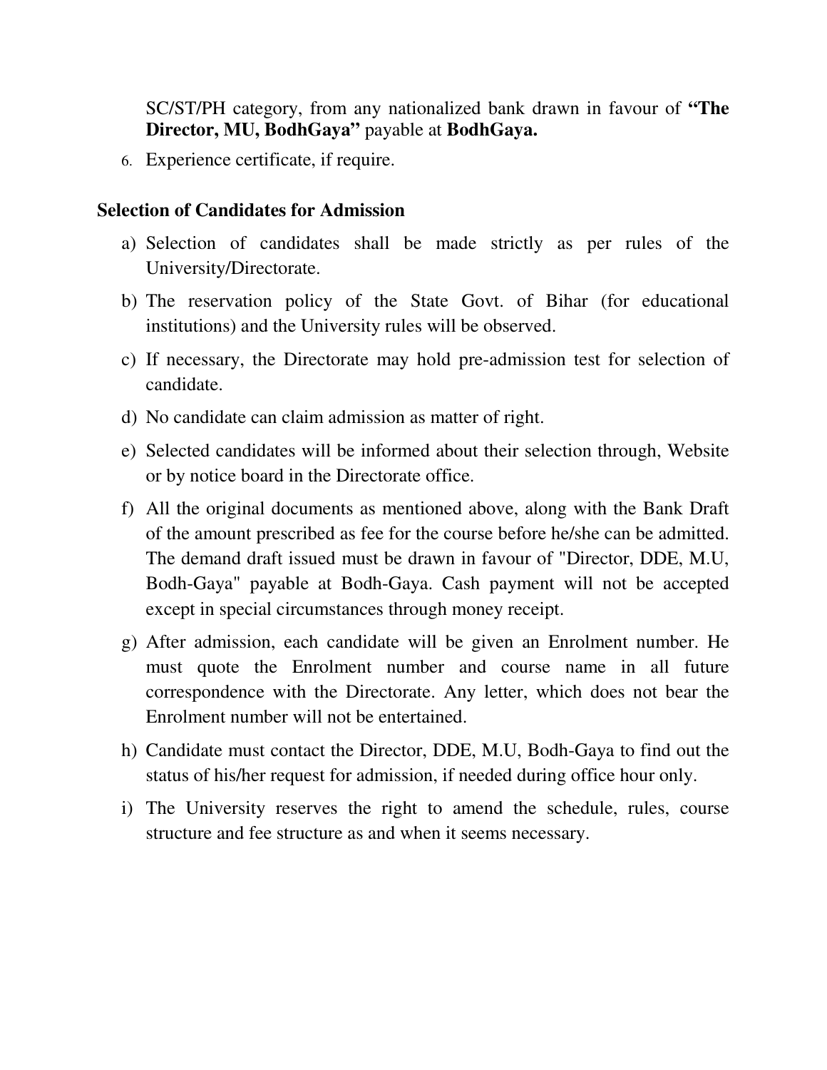SC/ST/PH category, from any nationalized bank drawn in favour of **“The Director, MU, BodhGaya”** payable at **BodhGaya.**

6. Experience certificate, if require.

**Selection of Candidates for Admission**

a) Selection of candidates shall be made strictly as per rules of the University/Directorate.

b) The reservation policy of the State Govt. of Bihar (for educational institutions) and the University rules will be observed.

c) If necessary, the Directorate may hold pre-admission test for selection of candidate.

d) No candidate can claim admission as matter of right.

e) Selected candidates will be informed about their selection through, Website or by notice board in the Directorate office.

f) All the original documents as mentioned above, along with the Bank Draft of the amount prescribed as fee for the course before he/she can be admitted. The demand draft issued must be drawn in favour of "Director, DDE, M.U, Bodh-Gaya" payable at Bodh-Gaya. Cash payment will not be accepted except in special circumstances through money receipt.

g) After admission, each candidate will be given an Enrolment number. He must quote the Enrolment number and course name in all future correspondence with the Directorate. Any letter, which does not bear the Enrolment number will not be entertained.

h) Candidate must contact the Director, DDE, M.U, Bodh-Gaya to find out the status of his/her request for admission, if needed during office hour only.

i) The University reserves the right to amend the schedule, rules, course structure and fee structure as and when it seems necessary.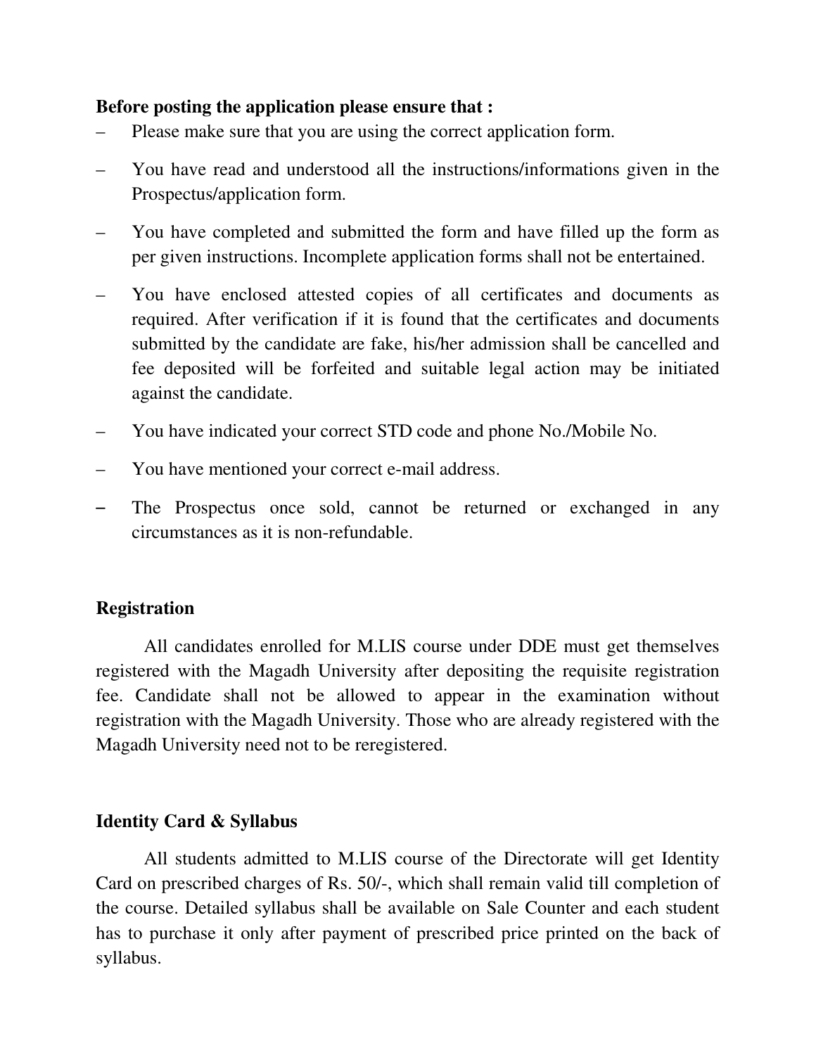**Before posting the application please ensure that :**

- Please make sure that you are using the correct application form.
- You have read and understood all the instructions/informations given in the Prospectus/application form.
- You have completed and submitted the form and have filled up the form as per given instructions. Incomplete application forms shall not be entertained.
- You have enclosed attested copies of all certificates and documents as required. After verification if it is found that the certificates and documents submitted by the candidate are fake, his/her admission shall be cancelled and fee deposited will be forfeited and suitable legal action may be initiated against the candidate.
- You have indicated your correct STD code and phone No./Mobile No.
- You have mentioned your correct e-mail address.
- The Prospectus once sold, cannot be returned or exchanged in any circumstances as it is non-refundable.

**Registration**

All candidates enrolled for M.LIS course under DDE must get themselves registered with the Magadh University after depositing the requisite registration fee. Candidate shall not be allowed to appear in the examination without registration with the Magadh University. Those who are already registered with the Magadh University need not to be reregistered.

**Identity Card & Syllabus**

All students admitted to M.LIS course of the Directorate will get Identity Card on prescribed charges of Rs. 50/-, which shall remain valid till completion of the course. Detailed syllabus shall be available on Sale Counter and each student has to purchase it only after payment of prescribed price printed on the back of syllabus.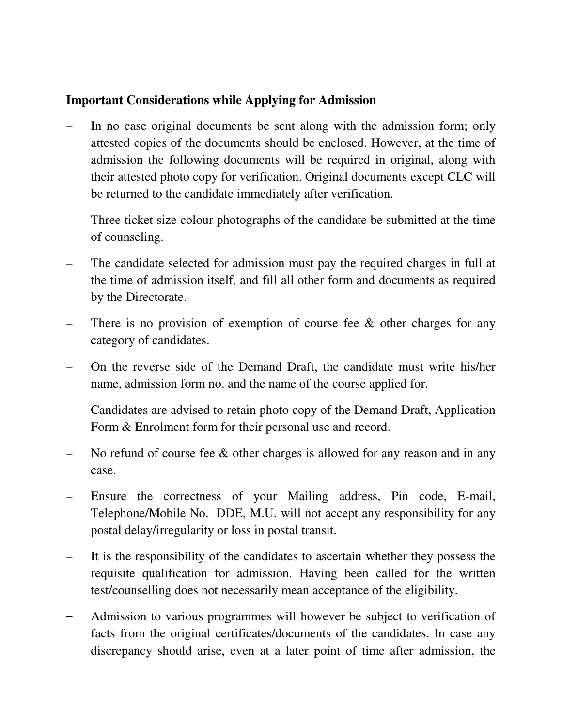**Important Considerations while Applying for Admission**

- In no case original documents be sent along with the admission form; only attested copies of the documents should be enclosed. However, at the time of admission the following documents will be required in original, along with their attested photo copy for verification. Original documents except CLC will be returned to the candidate immediately after verification.
- Three ticket size colour photographs of the candidate be submitted at the time of counseling.
- The candidate selected for admission must pay the required charges in full at the time of admission itself, and fill all other form and documents as required by the Directorate.
- There is no provision of exemption of course fee & other charges for any category of candidates.
- On the reverse side of the Demand Draft, the candidate must write his/her name, admission form no. and the name of the course applied for.
- Candidates are advised to retain photo copy of the Demand Draft, Application Form & Enrolment form for their personal use and record.
- No refund of course fee & other charges is allowed for any reason and in any case.
- Ensure the correctness of your Mailing address, Pin code, E-mail, Telephone/Mobile No. DDE, M.U. will not accept any responsibility for any postal delay/irregularity or loss in postal transit.
- It is the responsibility of the candidates to ascertain whether they possess the requisite qualification for admission. Having been called for the written test/counselling does not necessarily mean acceptance of the eligibility.
- Admission to various programmes will however be subject to verification of facts from the original certificates/documents of the candidates. In case any discrepancy should arise, even at a later point of time after admission, the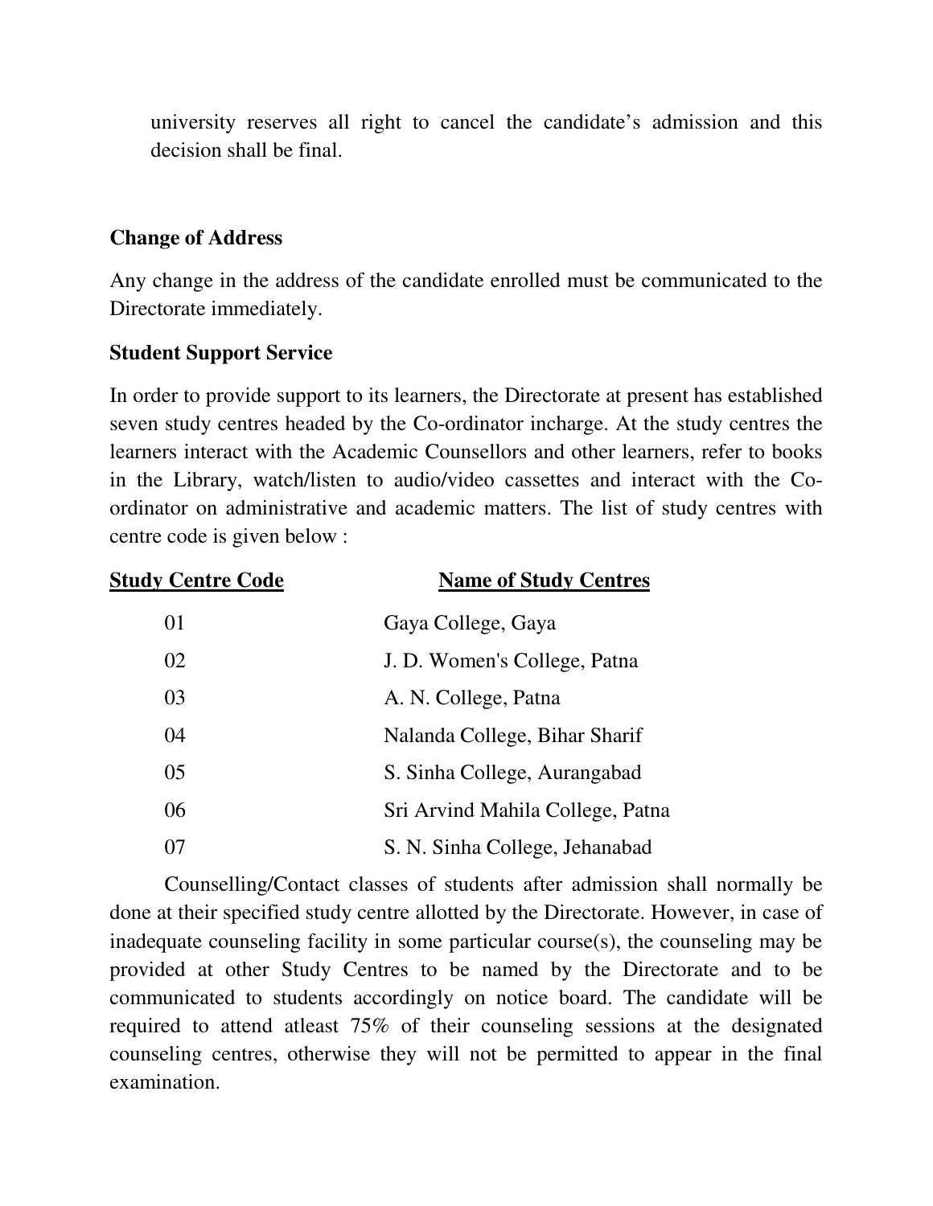university reserves all right to cancel the candidate's admission and this decision shall be final.

**Change of Address**

Any change in the address of the candidate enrolled must be communicated to the Directorate immediately.

**Student Support Service**

In order to provide support to its learners, the Directorate at present has established seven study centres headed by the Co-ordinator incharge. At the study centres the learners interact with the Academic Counsellors and other learners, refer to books in the Library, watch/listen to audio/video cassettes and interact with the Co-ordinator on administrative and academic matters. The list of study centres with centre code is given below :

| Study Centre Code | Name of Study Centres |
|---|---|
| 01 | Gaya College, Gaya |
| 02 | J. D. Women's College, Patna |
| 03 | A. N. College, Patna |
| 04 | Nalanda College, Bihar Sharif |
| 05 | S. Sinha College, Aurangabad |
| 06 | Sri Arvind Mahila College, Patna |
| 07 | S. N. Sinha College, Jehanabad |

Counselling/Contact classes of students after admission shall normally be done at their specified study centre allotted by the Directorate. However, in case of inadequate counseling facility in some particular course(s), the counseling may be provided at other Study Centres to be named by the Directorate and to be communicated to students accordingly on notice board. The candidate will be required to attend atleast 75% of their counseling sessions at the designated counseling centres, otherwise they will not be permitted to appear in the final examination.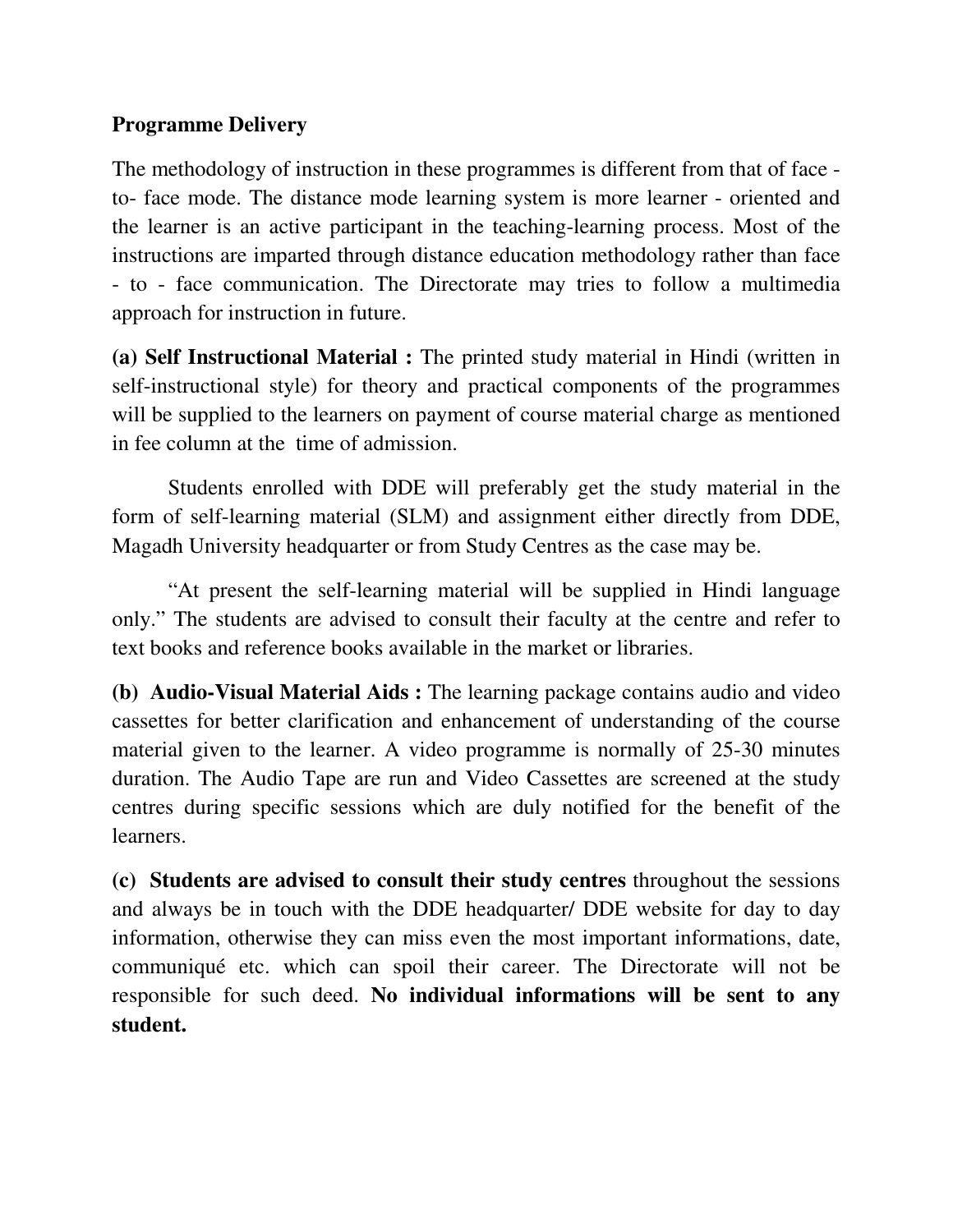**Programme Delivery**

The methodology of instruction in these programmes is different from that of face - to- face mode. The distance mode learning system is more learner - oriented and the learner is an active participant in the teaching-learning process. Most of the instructions are imparted through distance education methodology rather than face - to - face communication. The Directorate may tries to follow a multimedia approach for instruction in future.

**(a) Self Instructional Material :** The printed study material in Hindi (written in self-instructional style) for theory and practical components of the programmes will be supplied to the learners on payment of course material charge as mentioned in fee column at the time of admission.

Students enrolled with DDE will preferably get the study material in the form of self-learning material (SLM) and assignment either directly from DDE, Magadh University headquarter or from Study Centres as the case may be.

"At present the self-learning material will be supplied in Hindi language only." The students are advised to consult their faculty at the centre and refer to text books and reference books available in the market or libraries.

**(b) Audio-Visual Material Aids :** The learning package contains audio and video cassettes for better clarification and enhancement of understanding of the course material given to the learner. A video programme is normally of 25-30 minutes duration. The Audio Tape are run and Video Cassettes are screened at the study centres during specific sessions which are duly notified for the benefit of the learners.

**(c) Students are advised to consult their study centres** throughout the sessions and always be in touch with the DDE headquarter/ DDE website for day to day information, otherwise they can miss even the most important informations, date, communiqué etc. which can spoil their career. The Directorate will not be responsible for such deed. **No individual informations will be sent to any student.**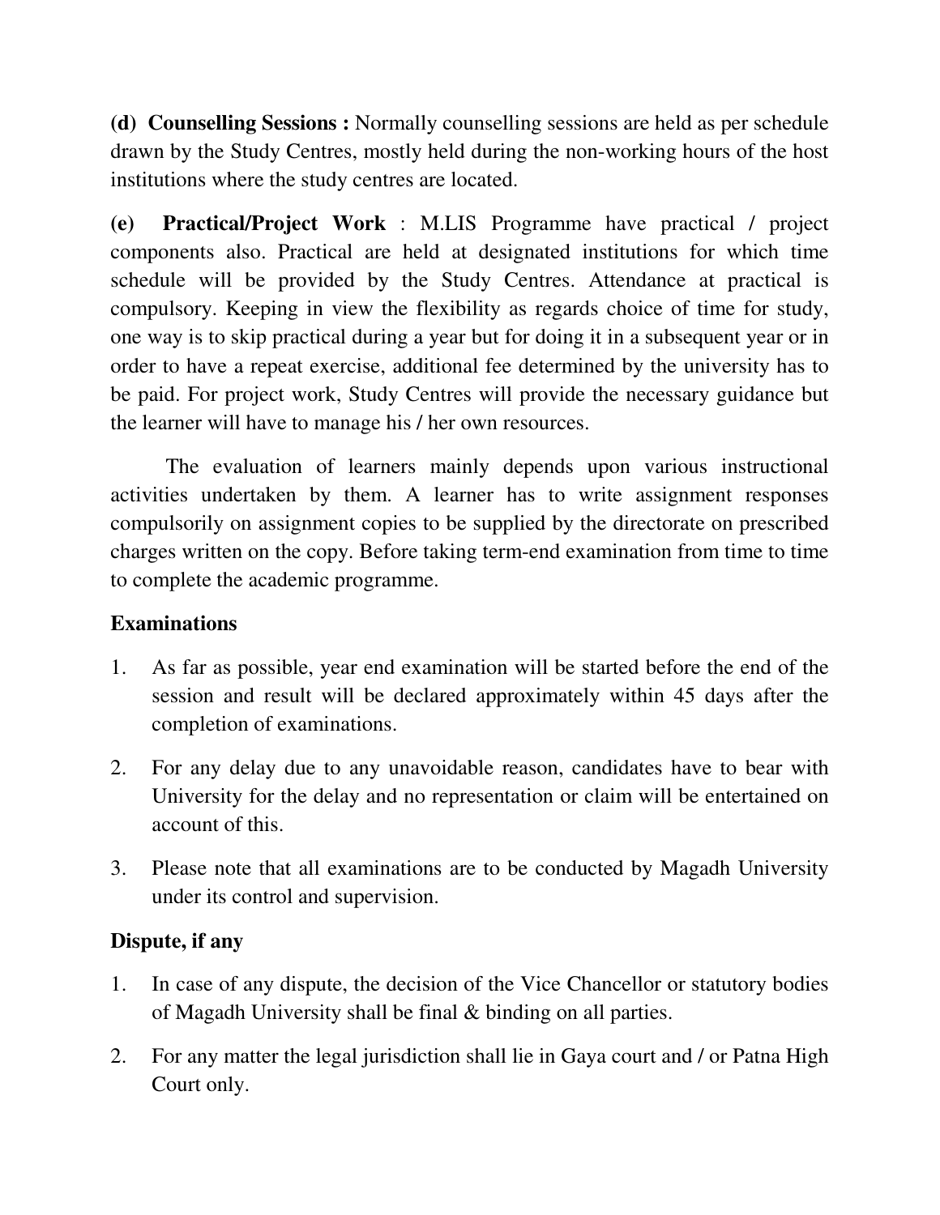**(d) Counselling Sessions :** Normally counselling sessions are held as per schedule drawn by the Study Centres, mostly held during the non-working hours of the host institutions where the study centres are located.

**(e) Practical/Project Work** : M.LIS Programme have practical / project components also. Practical are held at designated institutions for which time schedule will be provided by the Study Centres. Attendance at practical is compulsory. Keeping in view the flexibility as regards choice of time for study, one way is to skip practical during a year but for doing it in a subsequent year or in order to have a repeat exercise, additional fee determined by the university has to be paid. For project work, Study Centres will provide the necessary guidance but the learner will have to manage his / her own resources.

The evaluation of learners mainly depends upon various instructional activities undertaken by them. A learner has to write assignment responses compulsorily on assignment copies to be supplied by the directorate on prescribed charges written on the copy. Before taking term-end examination from time to time to complete the academic programme.

**Examinations**

1. As far as possible, year end examination will be started before the end of the session and result will be declared approximately within 45 days after the completion of examinations.
2. For any delay due to any unavoidable reason, candidates have to bear with University for the delay and no representation or claim will be entertained on account of this.
3. Please note that all examinations are to be conducted by Magadh University under its control and supervision.

**Dispute, if any**

1. In case of any dispute, the decision of the Vice Chancellor or statutory bodies of Magadh University shall be final & binding on all parties.
2. For any matter the legal jurisdiction shall lie in Gaya court and / or Patna High Court only.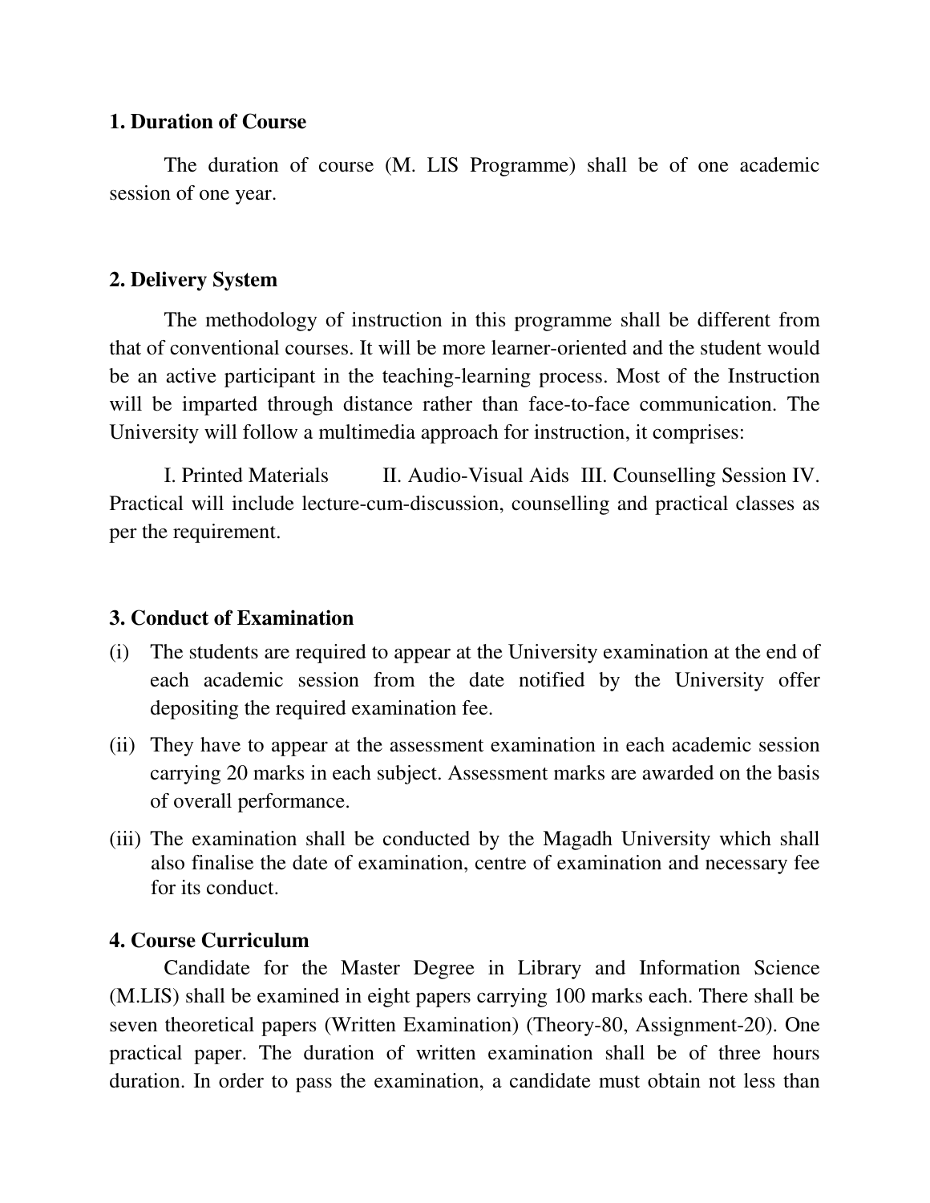### 1. Duration of Course

The duration of course (M. LIS Programme) shall be of one academic session of one year.

### 2. Delivery System

The methodology of instruction in this programme shall be different from that of conventional courses. It will be more learner-oriented and the student would be an active participant in the teaching-learning process. Most of the Instruction will be imparted through distance rather than face-to-face communication. The University will follow a multimedia approach for instruction, it comprises:

I. Printed Materials II. Audio-Visual Aids III. Counselling Session IV. Practical will include lecture-cum-discussion, counselling and practical classes as per the requirement.

### 3. Conduct of Examination

(i) The students are required to appear at the University examination at the end of each academic session from the date notified by the University offer depositing the required examination fee.

(ii) They have to appear at the assessment examination in each academic session carrying 20 marks in each subject. Assessment marks are awarded on the basis of overall performance.

(iii) The examination shall be conducted by the Magadh University which shall also finalise the date of examination, centre of examination and necessary fee for its conduct.

### 4. Course Curriculum

Candidate for the Master Degree in Library and Information Science (M.LIS) shall be examined in eight papers carrying 100 marks each. There shall be seven theoretical papers (Written Examination) (Theory-80, Assignment-20). One practical paper. The duration of written examination shall be of three hours duration. In order to pass the examination, a candidate must obtain not less than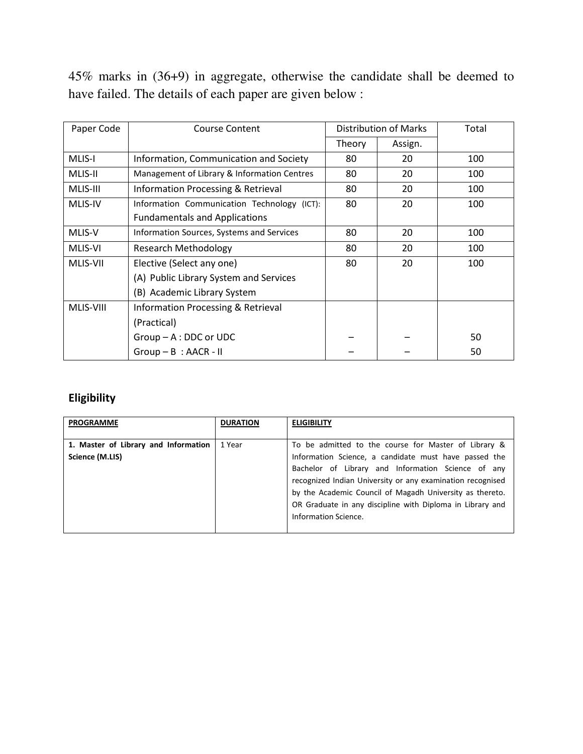45% marks in (36+9) in aggregate, otherwise the candidate shall be deemed to have failed. The details of each paper are given below :

| Paper Code | Course Content | Distribution of Marks | | Total |
|---|---|---|---|---|
| | | Theory | Assign. | |
| MLIS-I | Information, Communication and Society | 80 | 20 | 100 |
| MLIS-II | Management of Library & Information Centres | 80 | 20 | 100 |
| MLIS-III | Information Processing & Retrieval | 80 | 20 | 100 |
| MLIS-IV | Information Communication Technology (ICT): Fundamentals and Applications | 80 | 20 | 100 |
| MLIS-V | Information Sources, Systems and Services | 80 | 20 | 100 |
| MLIS-VI | Research Methodology | 80 | 20 | 100 |
| MLIS-VII | Elective (Select any one)<br>(A) Public Library System and Services<br>(B) Academic Library System | 80 | 20 | 100 |
| MLIS-VIII | Information Processing & Retrieval (Practical)<br>Group – A : DDC or UDC<br>Group – B : AACR - II | –<br>– | –<br>– | 50<br>50 |

## Eligibility

| PROGRAMME | DURATION | ELIGIBILITY |
|---|---|---|
| **1. Master of Library and Information Science (M.LIS)** | 1 Year | To be admitted to the course for Master of Library & Information Science, a candidate must have passed the Bachelor of Library and Information Science of any recognized Indian University or any examination recognised by the Academic Council of Magadh University as thereto. OR Graduate in any discipline with Diploma in Library and Information Science. |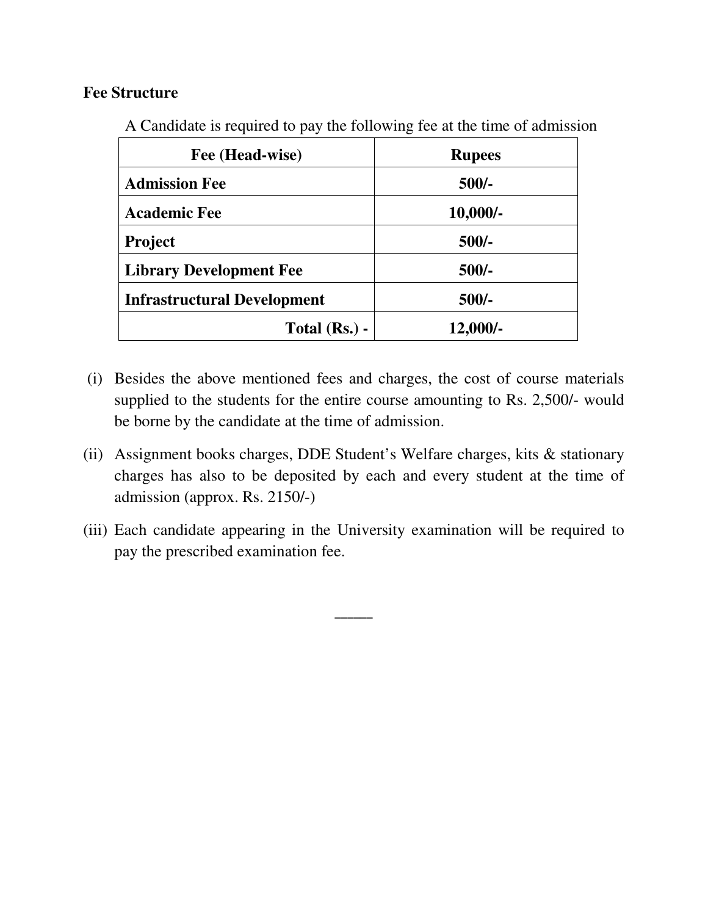**Fee Structure**

A Candidate is required to pay the following fee at the time of admission

| Fee (Head-wise) | Rupees |
|---|---|
| **Admission Fee** | **500/-** |
| **Academic Fee** | **10,000/-** |
| **Project** | **500/-** |
| **Library Development Fee** | **500/-** |
| **Infrastructural Development** | **500/-** |
| **Total (Rs.) -** | **12,000/-** |

(i) Besides the above mentioned fees and charges, the cost of course materials supplied to the students for the entire course amounting to Rs. 2,500/- would be borne by the candidate at the time of admission.

(ii) Assignment books charges, DDE Student's Welfare charges, kits & stationary charges has also to be deposited by each and every student at the time of admission (approx. Rs. 2150/-)

(iii) Each candidate appearing in the University examination will be required to pay the prescribed examination fee.

\_\_\_\_\_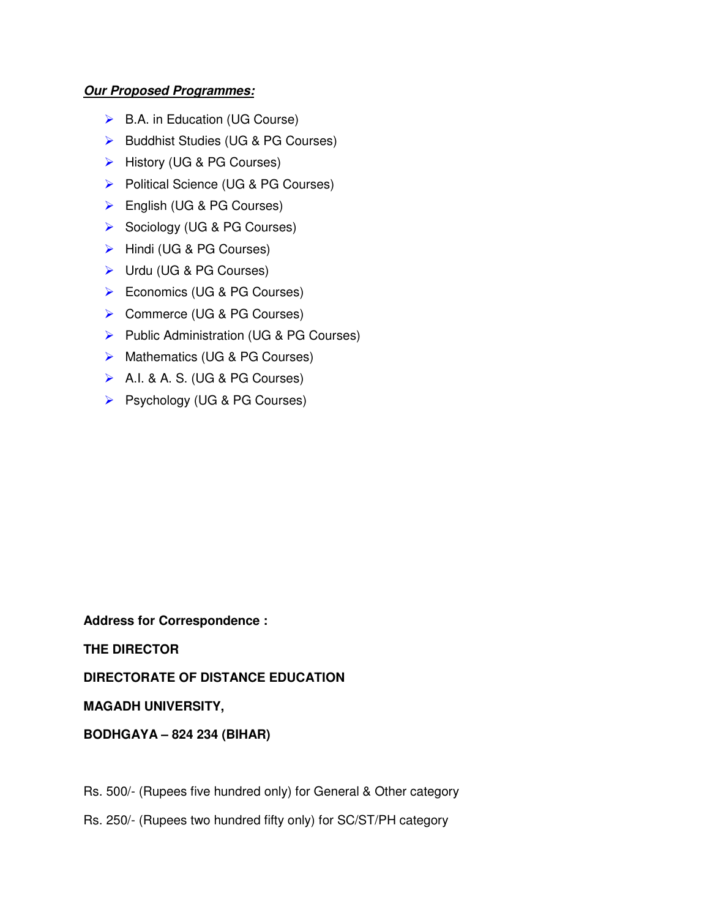***Our Proposed Programmes:***

- B.A. in Education (UG Course)
- Buddhist Studies (UG & PG Courses)
- History (UG & PG Courses)
- Political Science (UG & PG Courses)
- English (UG & PG Courses)
- Sociology (UG & PG Courses)
- Hindi (UG & PG Courses)
- Urdu (UG & PG Courses)
- Economics (UG & PG Courses)
- Commerce (UG & PG Courses)
- Public Administration (UG & PG Courses)
- Mathematics (UG & PG Courses)
- A.I. & A. S. (UG & PG Courses)
- Psychology (UG & PG Courses)

**Address for Correspondence :**

**THE DIRECTOR**

**DIRECTORATE OF DISTANCE EDUCATION**

**MAGADH UNIVERSITY,**

**BODHGAYA – 824 234 (BIHAR)**

Rs. 500/- (Rupees five hundred only) for General & Other category

Rs. 250/- (Rupees two hundred fifty only) for SC/ST/PH category